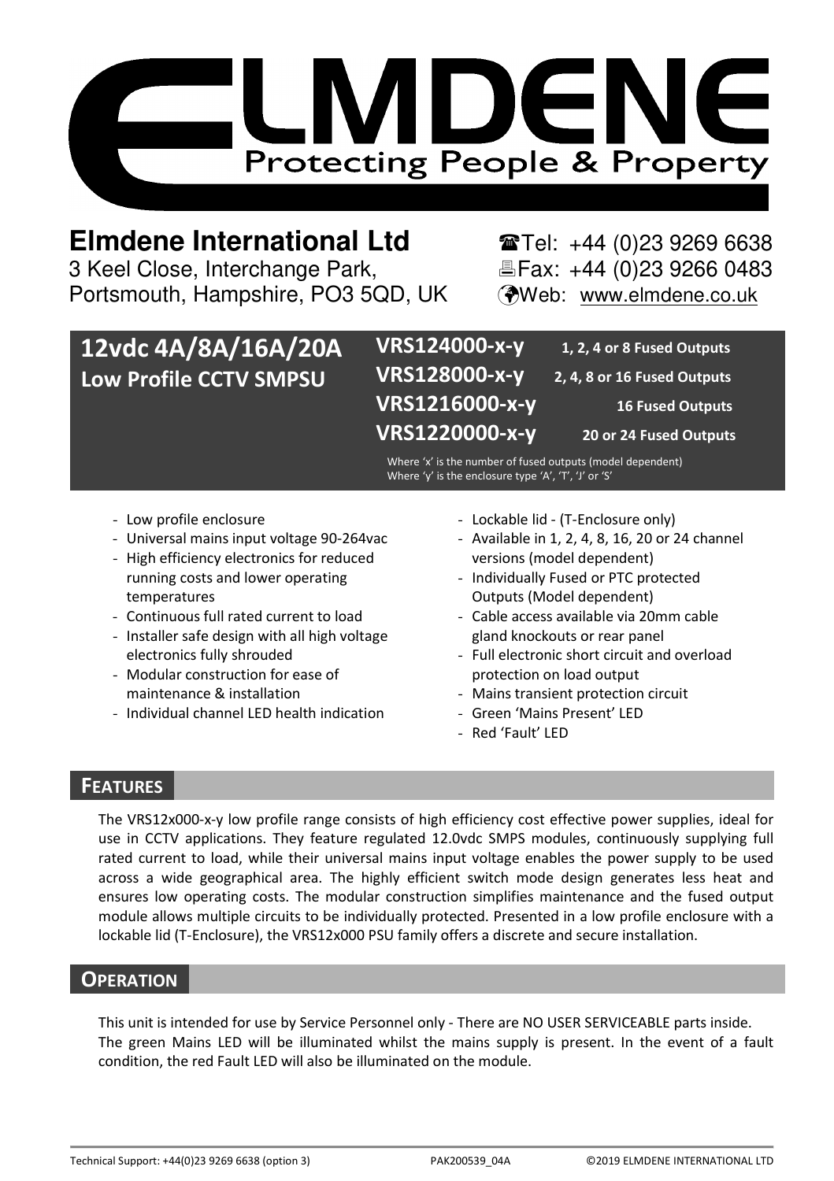# ELMDENE

Protecting People & Property

**Elmdene International Ltd**
3 Keel Close, Interchange Park,
Portsmouth, Hampshire, PO3 5QD, UK

☎Tel: +44 (0)23 9269 6638
Fax: +44 (0)23 9266 0483
Web: www.elmdene.co.uk

## 12vdc 4A/8A/16A/20A Low Profile CCTV SMPSU

| Model | Outputs |
|---|---|
| **VRS124000-x-y** | 1, 2, 4 or 8 Fused Outputs |
| **VRS128000-x-y** | 2, 4, 8 or 16 Fused Outputs |
| **VRS1216000-x-y** | 16 Fused Outputs |
| **VRS1220000-x-y** | 20 or 24 Fused Outputs |

Where 'x' is the number of fused outputs (model dependent)
Where 'y' is the enclosure type 'A', 'T', 'J' or 'S'

- Low profile enclosure
- Universal mains input voltage 90-264vac
- High efficiency electronics for reduced running costs and lower operating temperatures
- Continuous full rated current to load
- Installer safe design with all high voltage electronics fully shrouded
- Modular construction for ease of maintenance & installation
- Individual channel LED health indication
- Lockable lid - (T-Enclosure only)
- Available in 1, 2, 4, 8, 16, 20 or 24 channel versions (model dependent)
- Individually Fused or PTC protected Outputs (Model dependent)
- Cable access available via 20mm cable gland knockouts or rear panel
- Full electronic short circuit and overload protection on load output
- Mains transient protection circuit
- Green 'Mains Present' LED
- Red 'Fault' LED

## FEATURES

The VRS12x000-x-y low profile range consists of high efficiency cost effective power supplies, ideal for use in CCTV applications. They feature regulated 12.0vdc SMPS modules, continuously supplying full rated current to load, while their universal mains input voltage enables the power supply to be used across a wide geographical area. The highly efficient switch mode design generates less heat and ensures low operating costs. The modular construction simplifies maintenance and the fused output module allows multiple circuits to be individually protected. Presented in a low profile enclosure with a lockable lid (T-Enclosure), the VRS12x000 PSU family offers a discrete and secure installation.

## OPERATION

This unit is intended for use by Service Personnel only - There are NO USER SERVICEABLE parts inside.
The green Mains LED will be illuminated whilst the mains supply is present. In the event of a fault condition, the red Fault LED will also be illuminated on the module.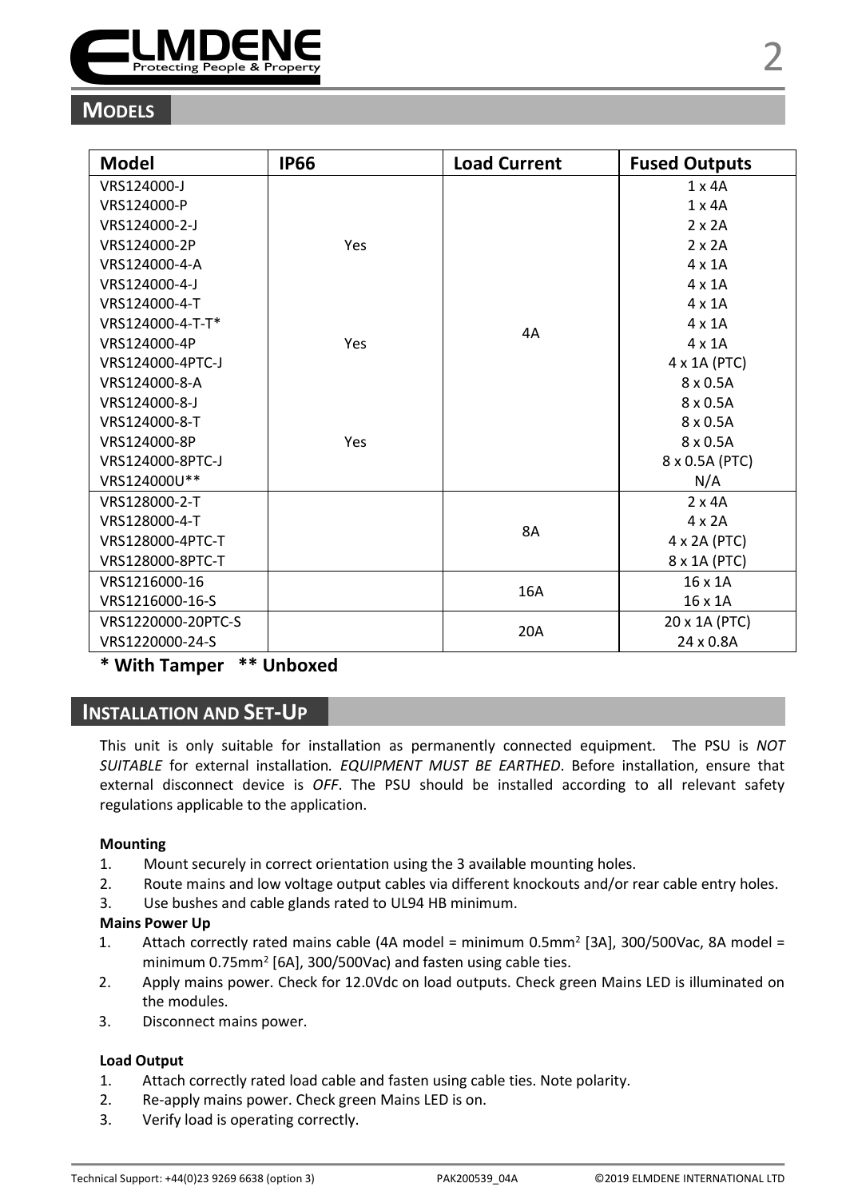## Models

| Model | IP66 | Load Current | Fused Outputs |
|---|---|---|---|
| VRS124000-J | | 4A | 1 x 4A |
| VRS124000-P | | | 1 x 4A |
| VRS124000-2-J | | | 2 x 2A |
| VRS124000-2P | Yes | | 2 x 2A |
| VRS124000-4-A | | | 4 x 1A |
| VRS124000-4-J | | | 4 x 1A |
| VRS124000-4-T | | | 4 x 1A |
| VRS124000-4-T-T* | | | 4 x 1A |
| VRS124000-4P | Yes | | 4 x 1A |
| VRS124000-4PTC-J | | | 4 x 1A (PTC) |
| VRS124000-8-A | | | 8 x 0.5A |
| VRS124000-8-J | | | 8 x 0.5A |
| VRS124000-8-T | | | 8 x 0.5A |
| VRS124000-8P | Yes | | 8 x 0.5A |
| VRS124000-8PTC-J | | | 8 x 0.5A (PTC) |
| VRS124000U** | | | N/A |
| VRS128000-2-T | | 8A | 2 x 4A |
| VRS128000-4-T | | | 4 x 2A |
| VRS128000-4PTC-T | | | 4 x 2A (PTC) |
| VRS128000-8PTC-T | | | 8 x 1A (PTC) |
| VRS1216000-16 | | 16A | 16 x 1A |
| VRS1216000-16-S | | | 16 x 1A |
| VRS1220000-20PTC-S | | 20A | 20 x 1A (PTC) |
| VRS1220000-24-S | | | 24 x 0.8A |

**\* With Tamper  ** Unboxed**

## Installation and Set-Up

This unit is only suitable for installation as permanently connected equipment. The PSU is *NOT SUITABLE* for external installation*. EQUIPMENT MUST BE EARTHED*. Before installation, ensure that external disconnect device is *OFF*. The PSU should be installed according to all relevant safety regulations applicable to the application.

**Mounting**

1. Mount securely in correct orientation using the 3 available mounting holes.
2. Route mains and low voltage output cables via different knockouts and/or rear cable entry holes.
3. Use bushes and cable glands rated to UL94 HB minimum.

**Mains Power Up**

1. Attach correctly rated mains cable (4A model = minimum 0.5mm$^2$ [3A], 300/500Vac, 8A model = minimum 0.75mm$^2$ [6A], 300/500Vac) and fasten using cable ties.
2. Apply mains power. Check for 12.0Vdc on load outputs. Check green Mains LED is illuminated on the modules.
3. Disconnect mains power.

**Load Output**

1. Attach correctly rated load cable and fasten using cable ties. Note polarity.
2. Re-apply mains power. Check green Mains LED is on.
3. Verify load is operating correctly.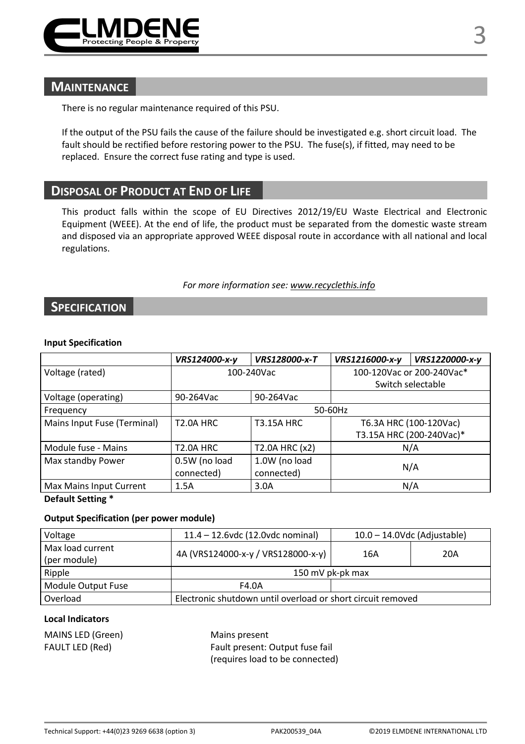## MAINTENANCE

There is no regular maintenance required of this PSU.

If the output of the PSU fails the cause of the failure should be investigated e.g. short circuit load. The fault should be rectified before restoring power to the PSU. The fuse(s), if fitted, may need to be replaced. Ensure the correct fuse rating and type is used.

## DISPOSAL OF PRODUCT AT END OF LIFE

This product falls within the scope of EU Directives 2012/19/EU Waste Electrical and Electronic Equipment (WEEE). At the end of life, the product must be separated from the domestic waste stream and disposed via an appropriate approved WEEE disposal route in accordance with all national and local regulations.

*For more information see: www.recyclethis.info*

## SPECIFICATION

**Input Specification**

| | *VRS124000-x-y* | *VRS128000-x-T* | *VRS1216000-x-y* | *VRS1220000-x-y* |
|---|---|---|---|---|
| Voltage (rated) | 100-240Vac | | 100-120Vac or 200-240Vac* Switch selectable | |
| Voltage (operating) | 90-264Vac | 90-264Vac | | |
| Frequency | 50-60Hz | | | |
| Mains Input Fuse (Terminal) | T2.0A HRC | T3.15A HRC | T6.3A HRC (100-120Vac) T3.15A HRC (200-240Vac)* | |
| Module fuse - Mains | T2.0A HRC | T2.0A HRC (x2) | N/A | |
| Max standby Power | 0.5W (no load connected) | 1.0W (no load connected) | N/A | |
| Max Mains Input Current | 1.5A | 3.0A | N/A | |

**Default Setting ***

**Output Specification (per power module)**

| Voltage | 11.4 – 12.6vdc (12.0vdc nominal) | 10.0 – 14.0Vdc (Adjustable) | |
|---|---|---|---|
| Max load current (per module) | 4A (VRS124000-x-y / VRS128000-x-y) | 16A | 20A |
| Ripple | 150 mV pk-pk max | | |
| Module Output Fuse | F4.0A | | |
| Overload | Electronic shutdown until overload or short circuit removed | | |

**Local Indicators**

MAINS LED (Green) — Mains present

FAULT LED (Red) — Fault present: Output fuse fail (requires load to be connected)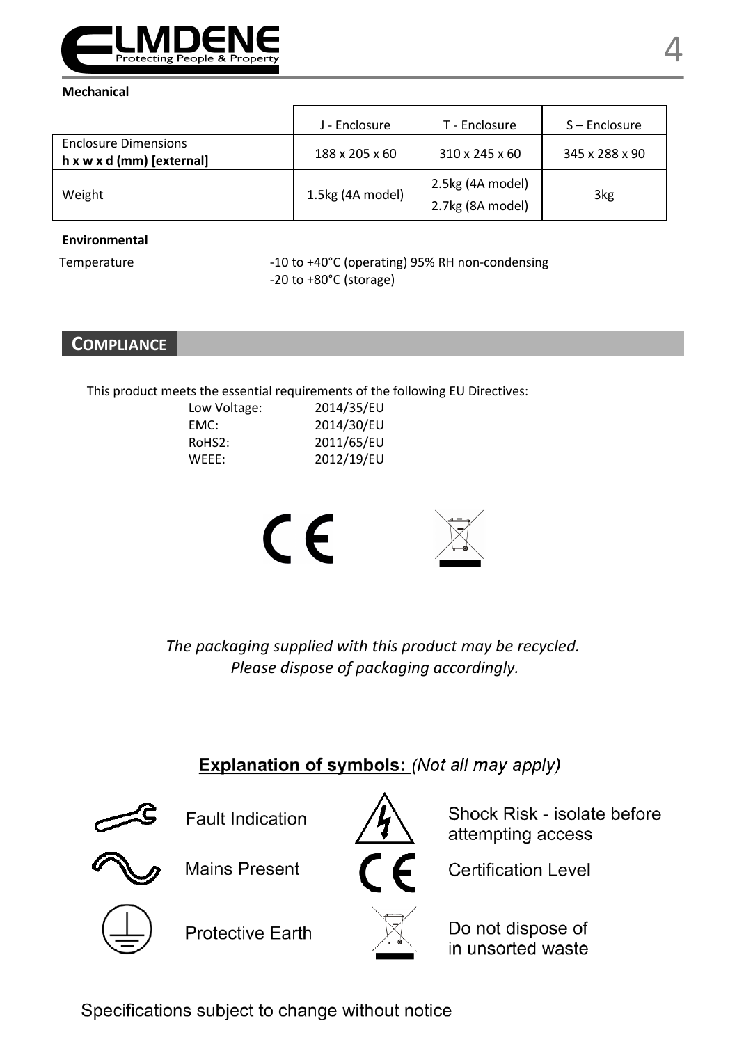**Mechanical**

| | J - Enclosure | T - Enclosure | S – Enclosure |
|---|---|---|---|
| Enclosure Dimensions **h x w x d (mm) [external]** | 188 x 205 x 60 | 310 x 245 x 60 | 345 x 288 x 90 |
| Weight | 1.5kg (4A model) | 2.5kg (4A model) 2.7kg (8A model) | 3kg |

**Environmental**

Temperature -10 to +40°C (operating) 95% RH non-condensing
-20 to +80°C (storage)

## COMPLIANCE

This product meets the essential requirements of the following EU Directives:

| | |
|---|---|
| Low Voltage: | 2014/35/EU |
| EMC: | 2014/30/EU |
| RoHS2: | 2011/65/EU |
| WEEE: | 2012/19/EU |

*The packaging supplied with this product may be recycled.*
*Please dispose of packaging accordingly.*

**Explanation of symbols:** *(Not all may apply)*

Fault Indication

Mains Present

Protective Earth

Shock Risk - isolate before attempting access

Certification Level

Do not dispose of in unsorted waste

Specifications subject to change without notice